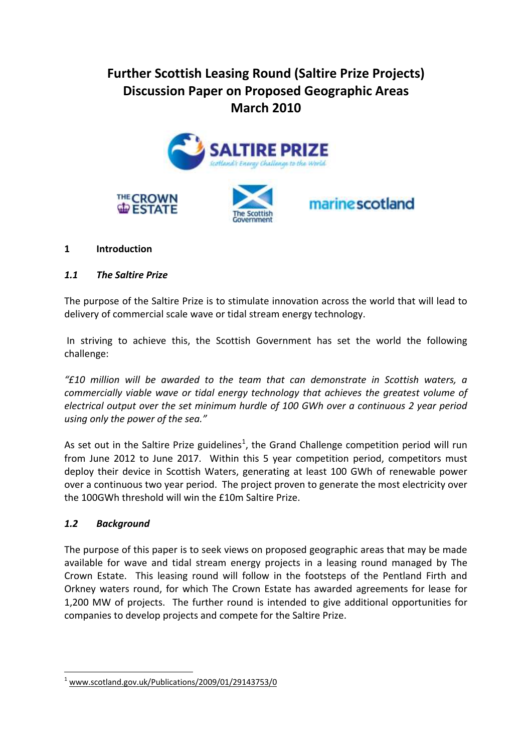# Further Scottish Leasing Round (Saltire Prize Projects) Discussion Paper on Proposed Geographic Areas March 2010

## 1 Introduction

### *1.1 The Saltire Prize*

The purpose of the Saltire Prize is to stimulate innovation across the world that will lead to delivery of commercial scale wave or tidal stream energy technology.

In striving to achieve this, the Scottish Government has set the world the following challenge:

*"£10 million will be awarded to the team that can demonstrate in Scottish waters, a commercially viable wave or tidal energy technology that achieves the greatest volume of electrical output over the set minimum hurdle of 100 GWh over a continuous 2 year period using only the power of the sea."*

As set out in the Saltire Prize guidelines[1], the Grand Challenge competition period will run from June 2012 to June 2017. Within this 5 year competition period, competitors must deploy their device in Scottish Waters, generating at least 100 GWh of renewable power over a continuous two year period. The project proven to generate the most electricity over the 100GWh threshold will win the £10m Saltire Prize.

### *1.2 Background*

The purpose of this paper is to seek views on proposed geographic areas that may be made available for wave and tidal stream energy projects in a leasing round managed by The Crown Estate. This leasing round will follow in the footsteps of the Pentland Firth and Orkney waters round, for which The Crown Estate has awarded agreements for lease for 1,200 MW of projects. The further round is intended to give additional opportunities for companies to develop projects and compete for the Saltire Prize.

[1] www.scotland.gov.uk/Publications/2009/01/29143753/0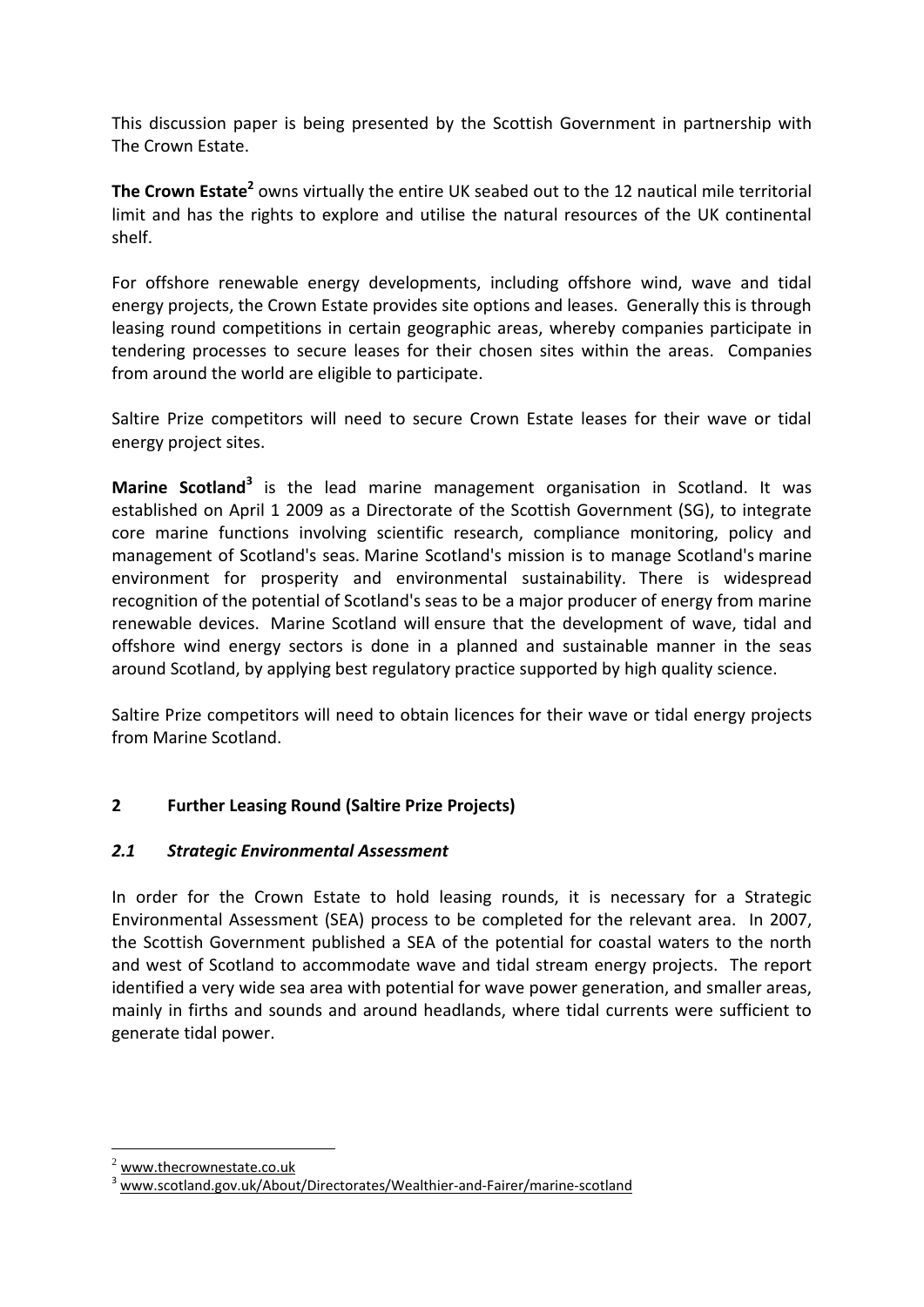This discussion paper is being presented by the Scottish Government in partnership with The Crown Estate.

**The Crown Estate**[2] owns virtually the entire UK seabed out to the 12 nautical mile territorial limit and has the rights to explore and utilise the natural resources of the UK continental shelf.

For offshore renewable energy developments, including offshore wind, wave and tidal energy projects, the Crown Estate provides site options and leases. Generally this is through leasing round competitions in certain geographic areas, whereby companies participate in tendering processes to secure leases for their chosen sites within the areas. Companies from around the world are eligible to participate.

Saltire Prize competitors will need to secure Crown Estate leases for their wave or tidal energy project sites.

**Marine Scotland**[3] is the lead marine management organisation in Scotland. It was established on April 1 2009 as a Directorate of the Scottish Government (SG), to integrate core marine functions involving scientific research, compliance monitoring, policy and management of Scotland's seas. Marine Scotland's mission is to manage Scotland's marine environment for prosperity and environmental sustainability. There is widespread recognition of the potential of Scotland's seas to be a major producer of energy from marine renewable devices. Marine Scotland will ensure that the development of wave, tidal and offshore wind energy sectors is done in a planned and sustainable manner in the seas around Scotland, by applying best regulatory practice supported by high quality science.

Saltire Prize competitors will need to obtain licences for their wave or tidal energy projects from Marine Scotland.

## 2 Further Leasing Round (Saltire Prize Projects)

### *2.1 Strategic Environmental Assessment*

In order for the Crown Estate to hold leasing rounds, it is necessary for a Strategic Environmental Assessment (SEA) process to be completed for the relevant area. In 2007, the Scottish Government published a SEA of the potential for coastal waters to the north and west of Scotland to accommodate wave and tidal stream energy projects. The report identified a very wide sea area with potential for wave power generation, and smaller areas, mainly in firths and sounds and around headlands, where tidal currents were sufficient to generate tidal power.

---

[2] www.thecrownestate.co.uk

[3] www.scotland.gov.uk/About/Directorates/Wealthier-and-Fairer/marine-scotland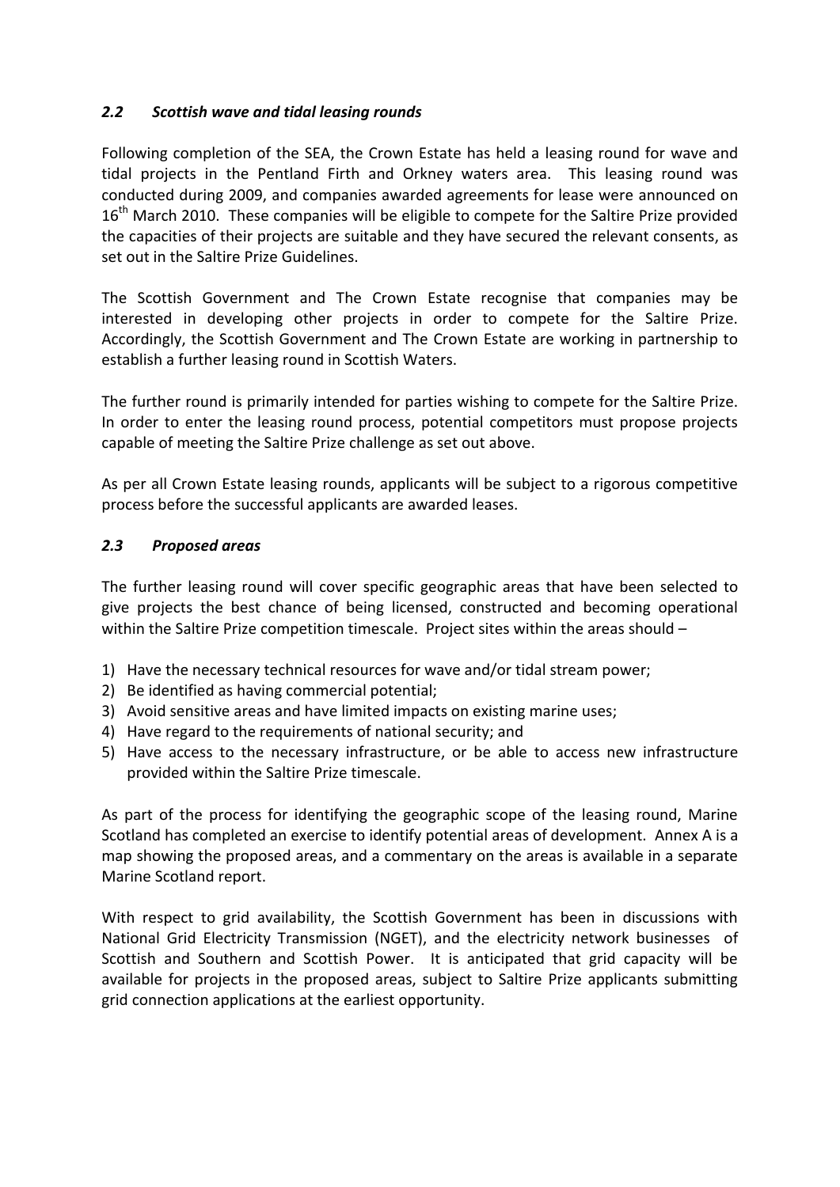### *2.2 Scottish wave and tidal leasing rounds*

Following completion of the SEA, the Crown Estate has held a leasing round for wave and tidal projects in the Pentland Firth and Orkney waters area. This leasing round was conducted during 2009, and companies awarded agreements for lease were announced on 16th March 2010. These companies will be eligible to compete for the Saltire Prize provided the capacities of their projects are suitable and they have secured the relevant consents, as set out in the Saltire Prize Guidelines.

The Scottish Government and The Crown Estate recognise that companies may be interested in developing other projects in order to compete for the Saltire Prize. Accordingly, the Scottish Government and The Crown Estate are working in partnership to establish a further leasing round in Scottish Waters.

The further round is primarily intended for parties wishing to compete for the Saltire Prize. In order to enter the leasing round process, potential competitors must propose projects capable of meeting the Saltire Prize challenge as set out above.

As per all Crown Estate leasing rounds, applicants will be subject to a rigorous competitive process before the successful applicants are awarded leases.

### *2.3 Proposed areas*

The further leasing round will cover specific geographic areas that have been selected to give projects the best chance of being licensed, constructed and becoming operational within the Saltire Prize competition timescale. Project sites within the areas should –

1) Have the necessary technical resources for wave and/or tidal stream power;
2) Be identified as having commercial potential;
3) Avoid sensitive areas and have limited impacts on existing marine uses;
4) Have regard to the requirements of national security; and
5) Have access to the necessary infrastructure, or be able to access new infrastructure provided within the Saltire Prize timescale.

As part of the process for identifying the geographic scope of the leasing round, Marine Scotland has completed an exercise to identify potential areas of development. Annex A is a map showing the proposed areas, and a commentary on the areas is available in a separate Marine Scotland report.

With respect to grid availability, the Scottish Government has been in discussions with National Grid Electricity Transmission (NGET), and the electricity network businesses of Scottish and Southern and Scottish Power. It is anticipated that grid capacity will be available for projects in the proposed areas, subject to Saltire Prize applicants submitting grid connection applications at the earliest opportunity.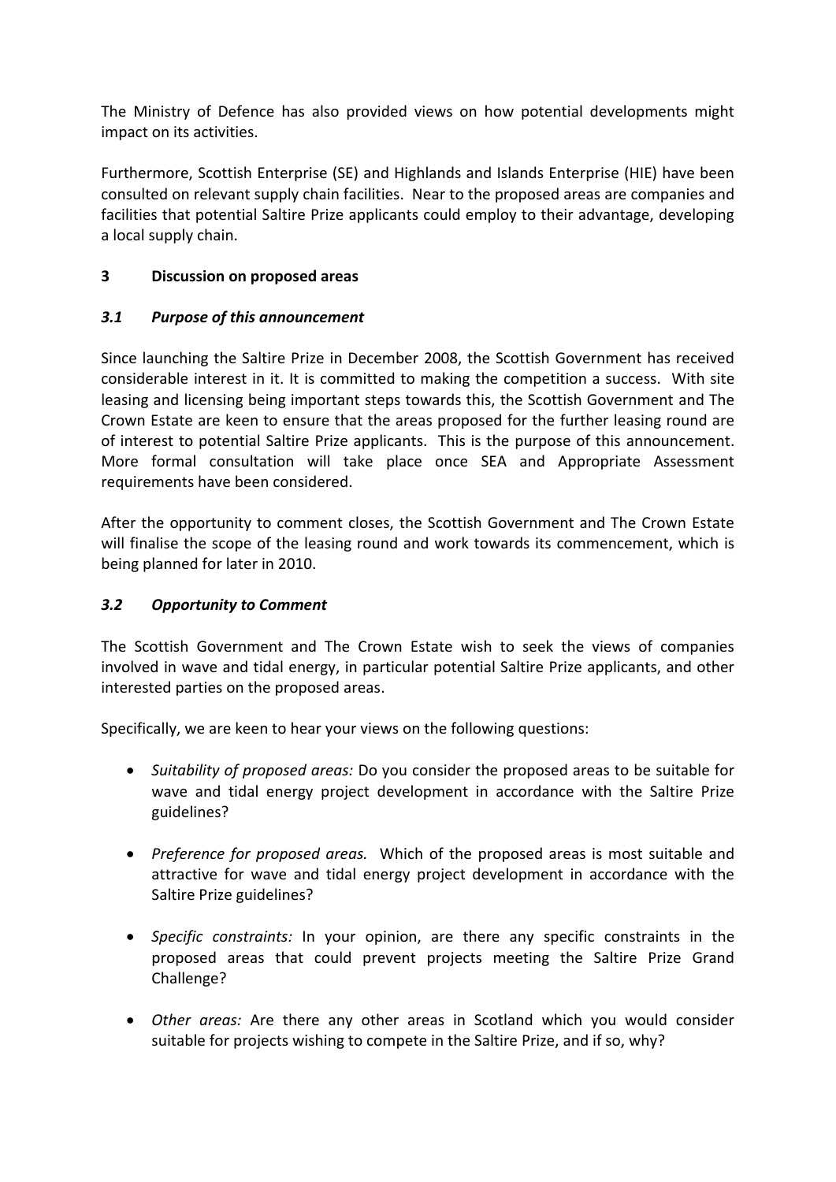The Ministry of Defence has also provided views on how potential developments might impact on its activities.

Furthermore, Scottish Enterprise (SE) and Highlands and Islands Enterprise (HIE) have been consulted on relevant supply chain facilities. Near to the proposed areas are companies and facilities that potential Saltire Prize applicants could employ to their advantage, developing a local supply chain.

## 3 Discussion on proposed areas

### *3.1 Purpose of this announcement*

Since launching the Saltire Prize in December 2008, the Scottish Government has received considerable interest in it. It is committed to making the competition a success. With site leasing and licensing being important steps towards this, the Scottish Government and The Crown Estate are keen to ensure that the areas proposed for the further leasing round are of interest to potential Saltire Prize applicants. This is the purpose of this announcement. More formal consultation will take place once SEA and Appropriate Assessment requirements have been considered.

After the opportunity to comment closes, the Scottish Government and The Crown Estate will finalise the scope of the leasing round and work towards its commencement, which is being planned for later in 2010.

### *3.2 Opportunity to Comment*

The Scottish Government and The Crown Estate wish to seek the views of companies involved in wave and tidal energy, in particular potential Saltire Prize applicants, and other interested parties on the proposed areas.

Specifically, we are keen to hear your views on the following questions:

- *Suitability of proposed areas:* Do you consider the proposed areas to be suitable for wave and tidal energy project development in accordance with the Saltire Prize guidelines?
- *Preference for proposed areas.* Which of the proposed areas is most suitable and attractive for wave and tidal energy project development in accordance with the Saltire Prize guidelines?
- *Specific constraints:* In your opinion, are there any specific constraints in the proposed areas that could prevent projects meeting the Saltire Prize Grand Challenge?
- *Other areas:* Are there any other areas in Scotland which you would consider suitable for projects wishing to compete in the Saltire Prize, and if so, why?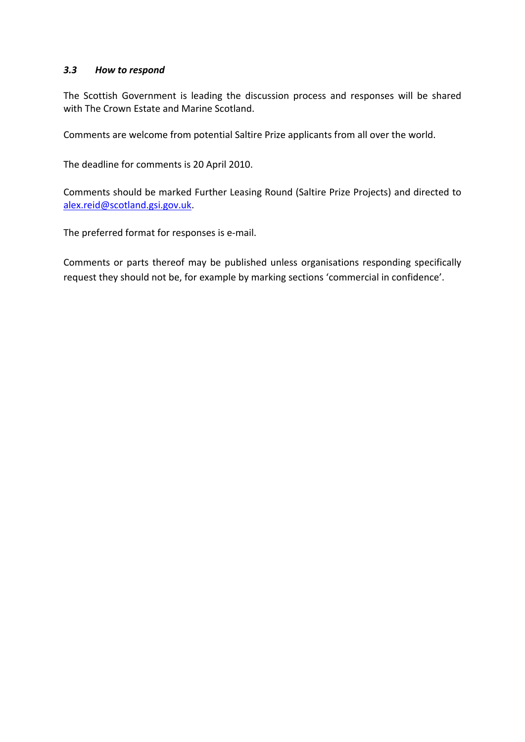### *3.3 How to respond*

The Scottish Government is leading the discussion process and responses will be shared with The Crown Estate and Marine Scotland.

Comments are welcome from potential Saltire Prize applicants from all over the world.

The deadline for comments is 20 April 2010.

Comments should be marked Further Leasing Round (Saltire Prize Projects) and directed to alex.reid@scotland.gsi.gov.uk.

The preferred format for responses is e-mail.

Comments or parts thereof may be published unless organisations responding specifically request they should not be, for example by marking sections 'commercial in confidence'.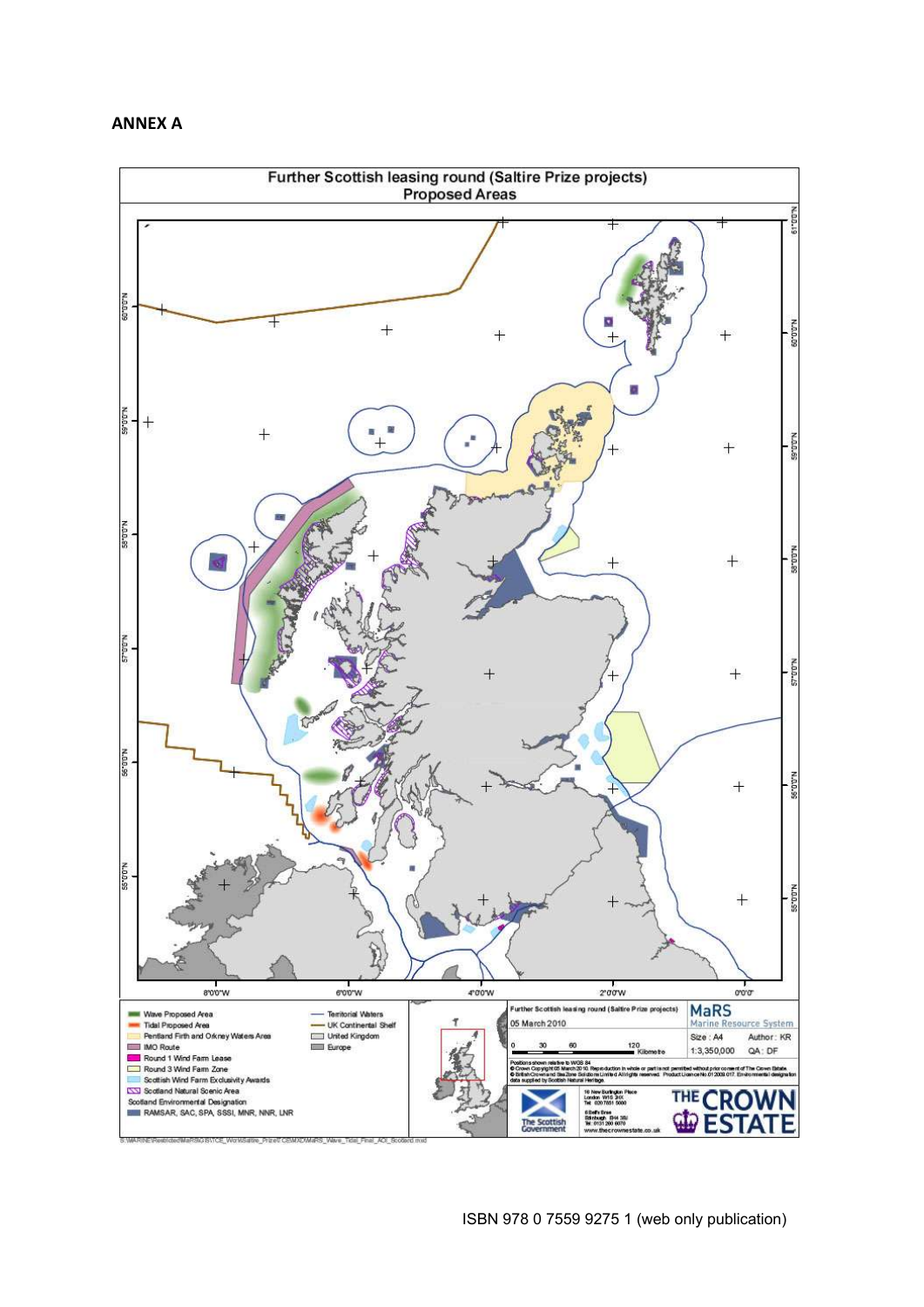**ANNEX A**

Further Scottish leasing round (Saltire Prize projects)
Proposed Areas

61°0'0"N
60°0'0"N
59°0'0"N
58°0'0"N
57°0'0"N
56°0'0"N
55°0'0"N

8°0'0"W
6°0'0"W
4°0'0"W
2°0'0"W
0°0'0"

Wave Proposed Area
Tidal Proposed Area
Pentland Firth and Orkney Waters Area
IMO Route
Round 1 Wind Farm Lease
Round 3 Wind Farm Zone
Scottish Wind Farm Exclusivity Awards
Scotland Natural Scenic Area
Scotland Environmental Designation
RAMSAR, SAC, SPA, SSSI, MNR, NNR, LNR

Territorial Waters
UK Continental Shelf
United Kingdom
Europe

Further Scottish leasing round (Saltire Prize projects)
05 March 2010

0 30 60 120 Kilometre

Positions shown relative to WGS 84
© Crown Copyright 05 March 2010. Reproduction in whole or part is not permitted without prior consent of The Crown Estate.
© British Crown and SeaZone Solutions Limited All rights reserved. Product Licence No.012009.017. Environmental designation data supplied by Scottish Natural Heritage.

MaRS
Marine Resource System
Size : A4 Author : KR
1:3,350,000 QA : DF

The Scottish Government

16 New Burlington Place
London W1S 2HX
Tel: 020 7851 5000

6 Bell's Brae
Edinburgh EH4 3BJ
Tel: 0131 260 6070
www.thecrownestate.co.uk

THE CROWN ESTATE

S:\MARINE\Restricted\MaRS\GIS\TCE_Work\Saltire_Prize\TCE\MXD\MaRS_Wave_Tidal_Final_AOI_Scotland.mxd

ISBN 978 0 7559 9275 1 (web only publication)